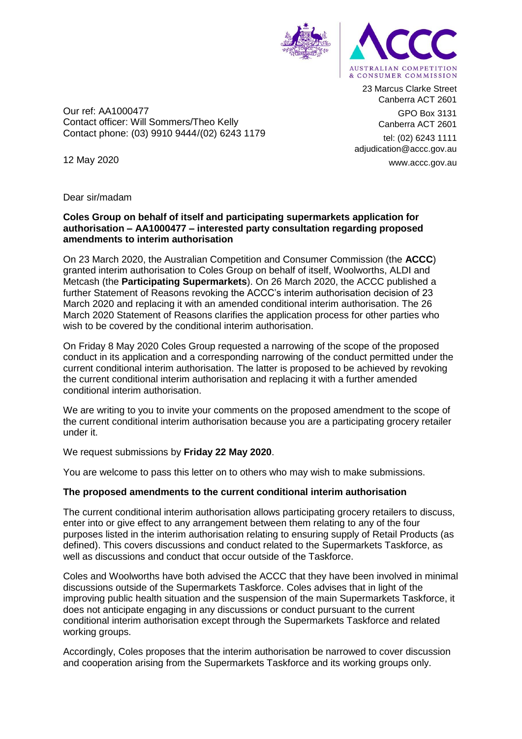23 Marcus Clarke Street
Canberra ACT 2601

GPO Box 3131
Canberra ACT 2601

tel: (02) 6243 1111
adjudication@accc.gov.au

www.accc.gov.au

Our ref: AA1000477
Contact officer: Will Sommers/Theo Kelly
Contact phone: (03) 9910 9444/(02) 6243 1179

12 May 2020

Dear sir/madam

**Coles Group on behalf of itself and participating supermarkets application for authorisation – AA1000477 – interested party consultation regarding proposed amendments to interim authorisation**

On 23 March 2020, the Australian Competition and Consumer Commission (the **ACCC**) granted interim authorisation to Coles Group on behalf of itself, Woolworths, ALDI and Metcash (the **Participating Supermarkets**). On 26 March 2020, the ACCC published a further Statement of Reasons revoking the ACCC's interim authorisation decision of 23 March 2020 and replacing it with an amended conditional interim authorisation. The 26 March 2020 Statement of Reasons clarifies the application process for other parties who wish to be covered by the conditional interim authorisation.

On Friday 8 May 2020 Coles Group requested a narrowing of the scope of the proposed conduct in its application and a corresponding narrowing of the conduct permitted under the current conditional interim authorisation. The latter is proposed to be achieved by revoking the current conditional interim authorisation and replacing it with a further amended conditional interim authorisation.

We are writing to you to invite your comments on the proposed amendment to the scope of the current conditional interim authorisation because you are a participating grocery retailer under it.

We request submissions by **Friday 22 May 2020**.

You are welcome to pass this letter on to others who may wish to make submissions.

**The proposed amendments to the current conditional interim authorisation**

The current conditional interim authorisation allows participating grocery retailers to discuss, enter into or give effect to any arrangement between them relating to any of the four purposes listed in the interim authorisation relating to ensuring supply of Retail Products (as defined). This covers discussions and conduct related to the Supermarkets Taskforce, as well as discussions and conduct that occur outside of the Taskforce.

Coles and Woolworths have both advised the ACCC that they have been involved in minimal discussions outside of the Supermarkets Taskforce. Coles advises that in light of the improving public health situation and the suspension of the main Supermarkets Taskforce, it does not anticipate engaging in any discussions or conduct pursuant to the current conditional interim authorisation except through the Supermarkets Taskforce and related working groups.

Accordingly, Coles proposes that the interim authorisation be narrowed to cover discussion and cooperation arising from the Supermarkets Taskforce and its working groups only.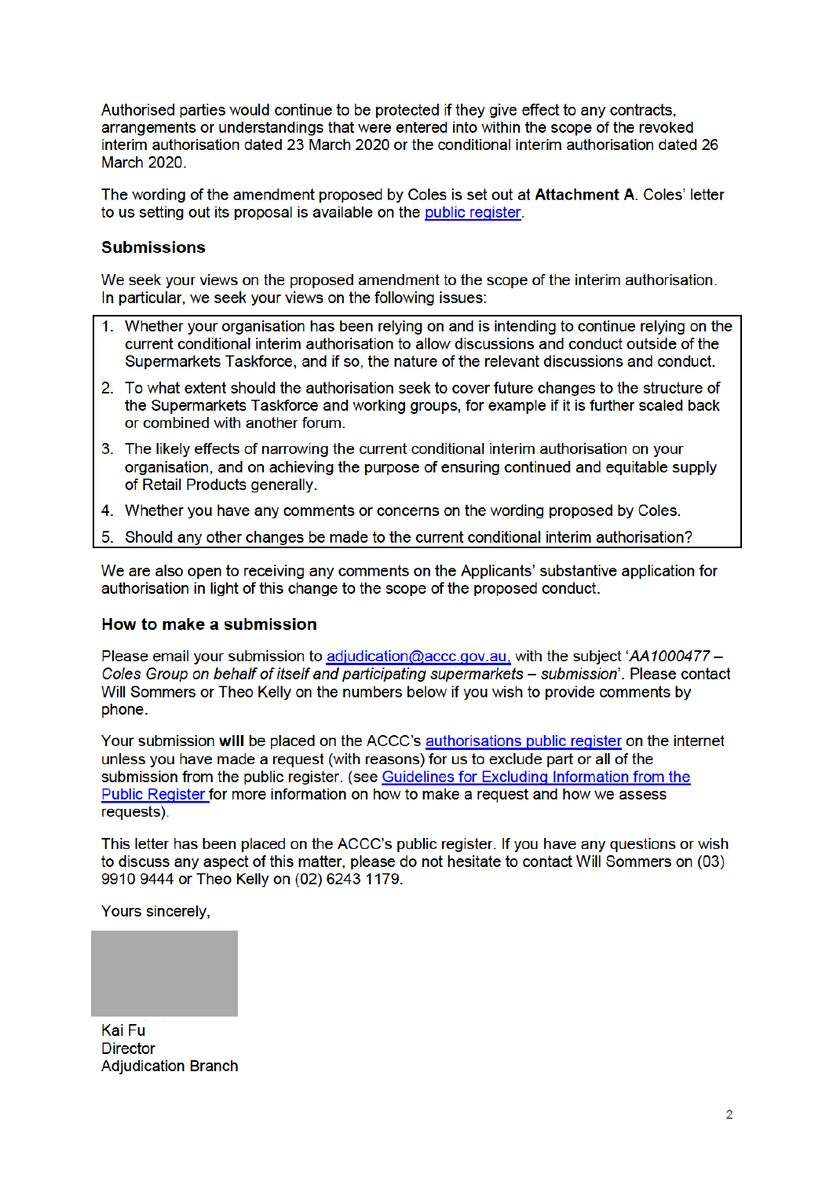Authorised parties would continue to be protected if they give effect to any contracts, arrangements or understandings that were entered into within the scope of the revoked interim authorisation dated 23 March 2020 or the conditional interim authorisation dated 26 March 2020.

The wording of the amendment proposed by Coles is set out at **Attachment A**. Coles' letter to us setting out its proposal is available on the public register.

### Submissions

We seek your views on the proposed amendment to the scope of the interim authorisation. In particular, we seek your views on the following issues:

1. Whether your organisation has been relying on and is intending to continue relying on the current conditional interim authorisation to allow discussions and conduct outside of the Supermarkets Taskforce, and if so, the nature of the relevant discussions and conduct.
2. To what extent should the authorisation seek to cover future changes to the structure of the Supermarkets Taskforce and working groups, for example if it is further scaled back or combined with another forum.
3. The likely effects of narrowing the current conditional interim authorisation on your organisation, and on achieving the purpose of ensuring continued and equitable supply of Retail Products generally.
4. Whether you have any comments or concerns on the wording proposed by Coles.
5. Should any other changes be made to the current conditional interim authorisation?

We are also open to receiving any comments on the Applicants' substantive application for authorisation in light of this change to the scope of the proposed conduct.

### How to make a submission

Please email your submission to adjudication@accc.gov.au, with the subject '*AA1000477 – Coles Group on behalf of itself and participating supermarkets – submission*'. Please contact Will Sommers or Theo Kelly on the numbers below if you wish to provide comments by phone.

Your submission **will** be placed on the ACCC's authorisations public register on the internet unless you have made a request (with reasons) for us to exclude part or all of the submission from the public register. (see Guidelines for Excluding Information from the Public Register for more information on how to make a request and how we assess requests).

This letter has been placed on the ACCC's public register. If you have any questions or wish to discuss any aspect of this matter, please do not hesitate to contact Will Sommers on (03) 9910 9444 or Theo Kelly on (02) 6243 1179.

Yours sincerely,

Kai Fu
Director
Adjudication Branch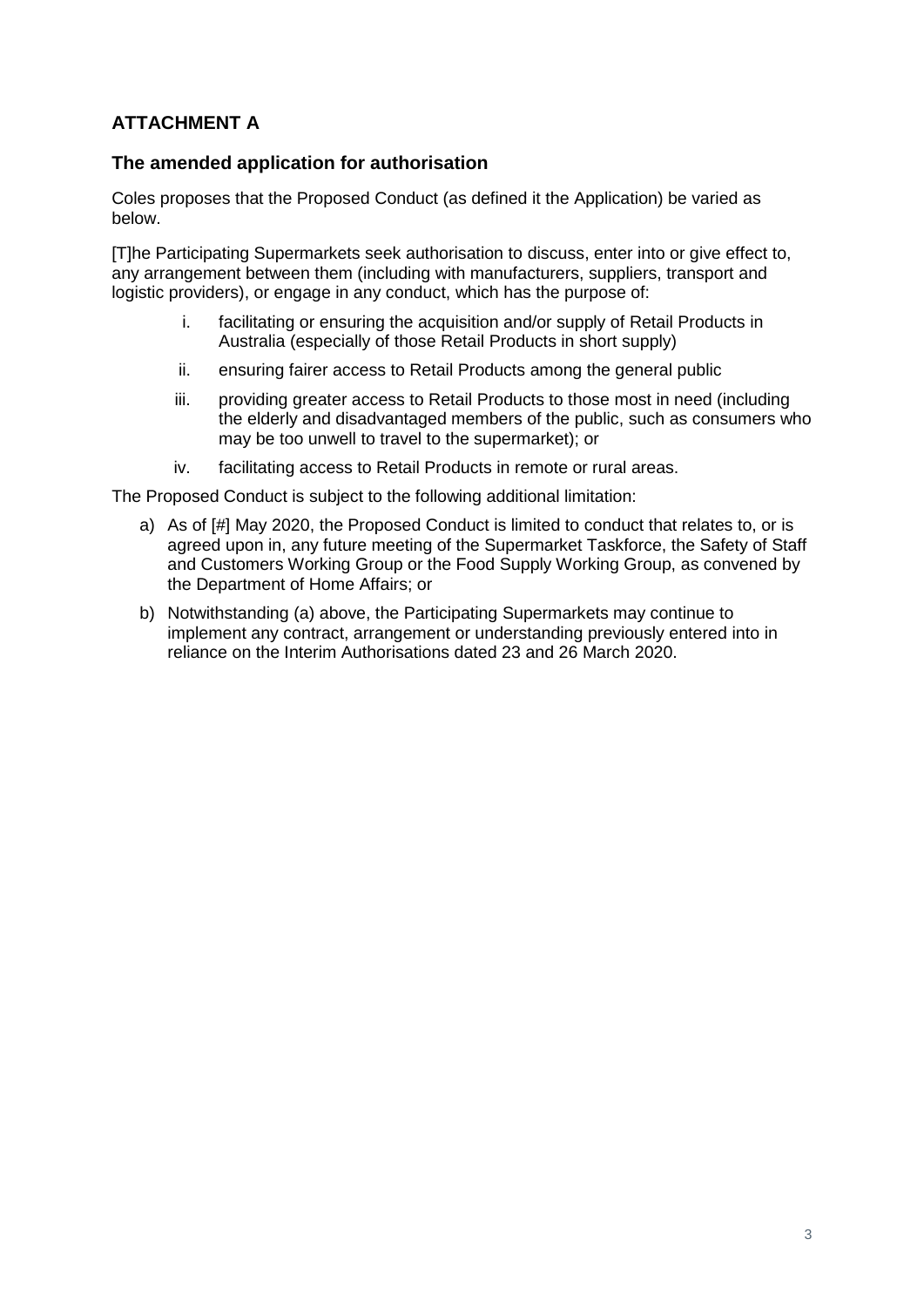## ATTACHMENT A

### The amended application for authorisation

Coles proposes that the Proposed Conduct (as defined it the Application) be varied as below.

[T]he Participating Supermarkets seek authorisation to discuss, enter into or give effect to, any arrangement between them (including with manufacturers, suppliers, transport and logistic providers), or engage in any conduct, which has the purpose of:

i. facilitating or ensuring the acquisition and/or supply of Retail Products in Australia (especially of those Retail Products in short supply)

ii. ensuring fairer access to Retail Products among the general public

iii. providing greater access to Retail Products to those most in need (including the elderly and disadvantaged members of the public, such as consumers who may be too unwell to travel to the supermarket); or

iv. facilitating access to Retail Products in remote or rural areas.

The Proposed Conduct is subject to the following additional limitation:

a) As of [#] May 2020, the Proposed Conduct is limited to conduct that relates to, or is agreed upon in, any future meeting of the Supermarket Taskforce, the Safety of Staff and Customers Working Group or the Food Supply Working Group, as convened by the Department of Home Affairs; or

b) Notwithstanding (a) above, the Participating Supermarkets may continue to implement any contract, arrangement or understanding previously entered into in reliance on the Interim Authorisations dated 23 and 26 March 2020.